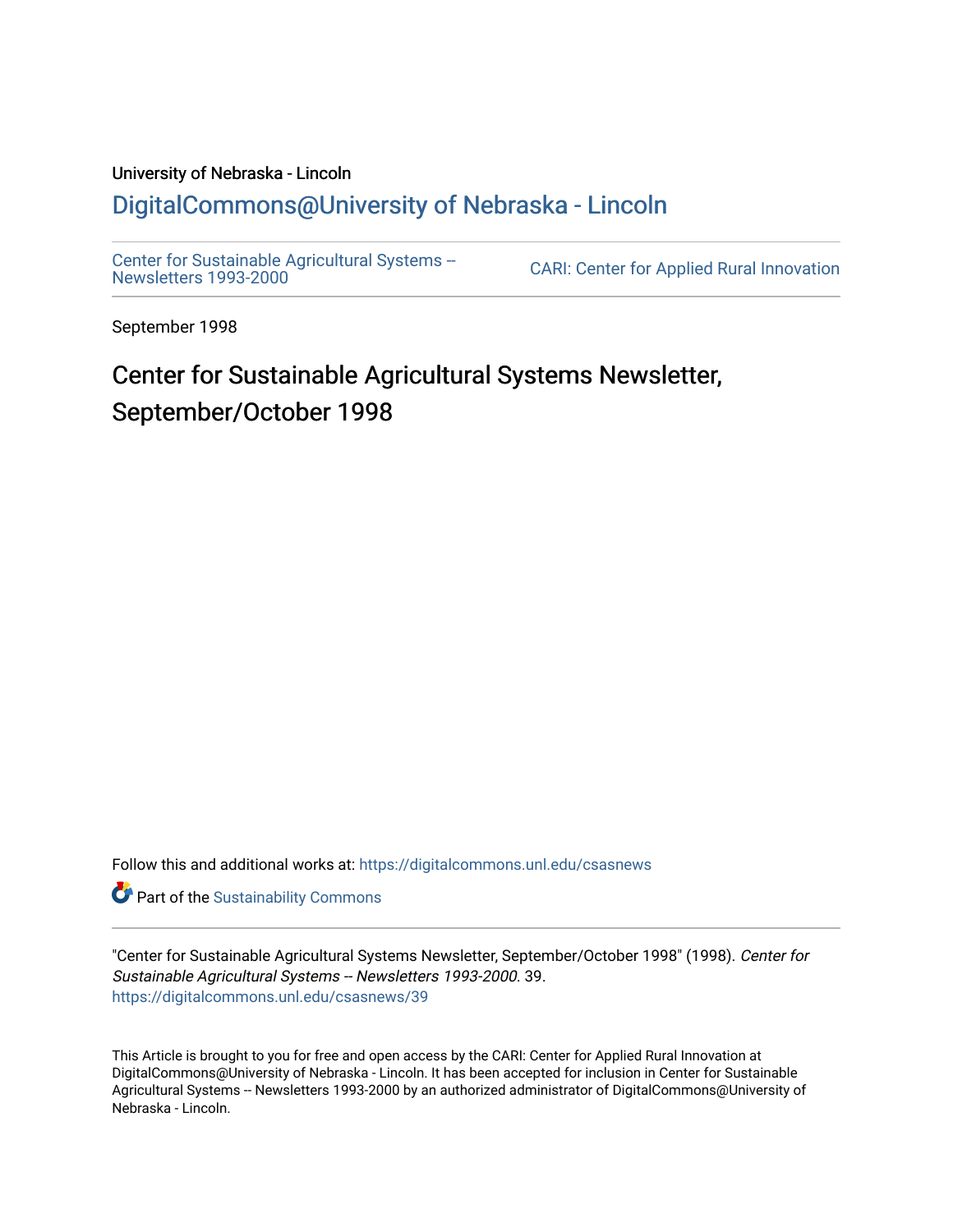University of Nebraska - Lincoln

## DigitalCommons@University of Nebraska - Lincoln

Center for Sustainable Agricultural Systems -- Newsletters 1993-2000

CARI: Center for Applied Rural Innovation

September 1998

# Center for Sustainable Agricultural Systems Newsletter, September/October 1998

Follow this and additional works at: https://digitalcommons.unl.edu/csasnews

Part of the Sustainability Commons

"Center for Sustainable Agricultural Systems Newsletter, September/October 1998" (1998). *Center for Sustainable Agricultural Systems -- Newsletters 1993-2000*. 39.
https://digitalcommons.unl.edu/csasnews/39

This Article is brought to you for free and open access by the CARI: Center for Applied Rural Innovation at DigitalCommons@University of Nebraska - Lincoln. It has been accepted for inclusion in Center for Sustainable Agricultural Systems -- Newsletters 1993-2000 by an authorized administrator of DigitalCommons@University of Nebraska - Lincoln.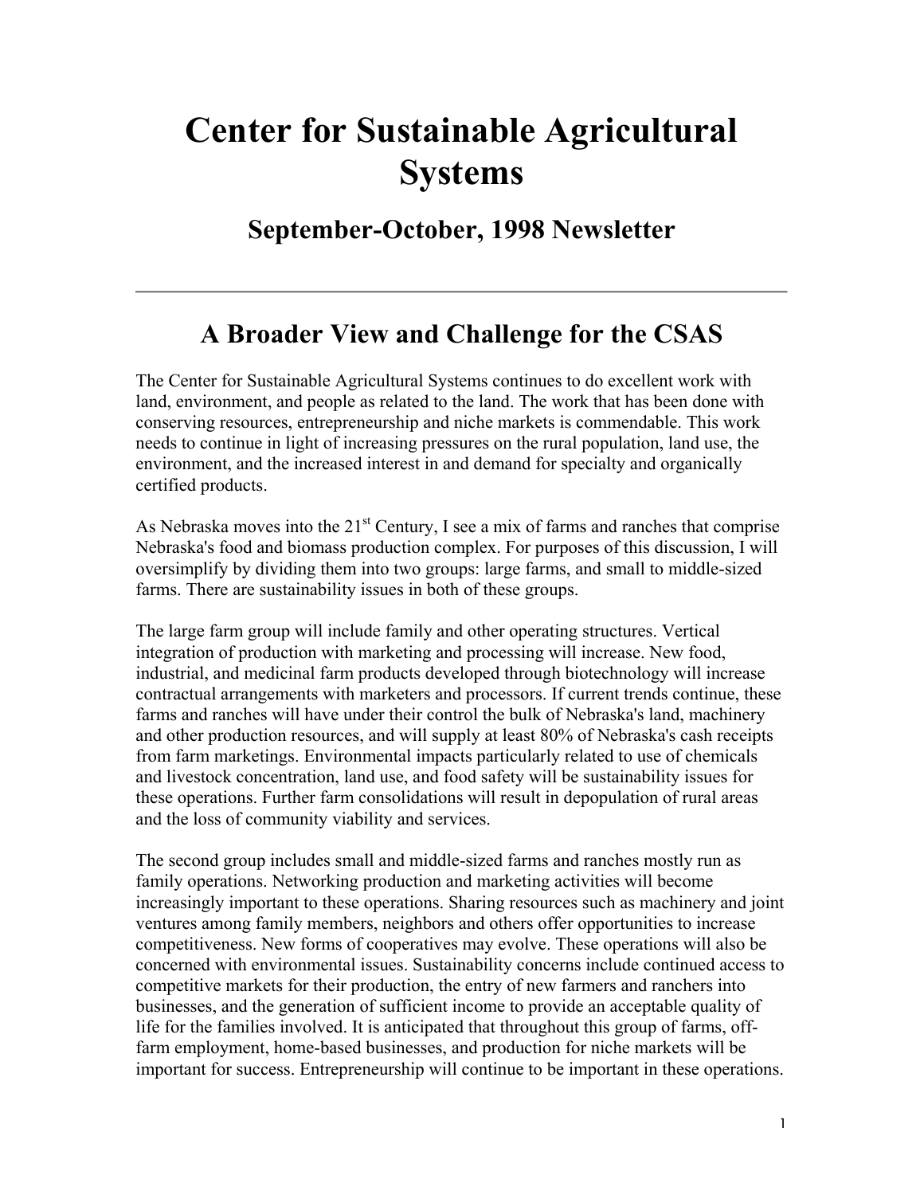# Center for Sustainable Agricultural Systems

## September-October, 1998 Newsletter

---

## A Broader View and Challenge for the CSAS

The Center for Sustainable Agricultural Systems continues to do excellent work with land, environment, and people as related to the land. The work that has been done with conserving resources, entrepreneurship and niche markets is commendable. This work needs to continue in light of increasing pressures on the rural population, land use, the environment, and the increased interest in and demand for specialty and organically certified products.

As Nebraska moves into the 21st Century, I see a mix of farms and ranches that comprise Nebraska's food and biomass production complex. For purposes of this discussion, I will oversimplify by dividing them into two groups: large farms, and small to middle-sized farms. There are sustainability issues in both of these groups.

The large farm group will include family and other operating structures. Vertical integration of production with marketing and processing will increase. New food, industrial, and medicinal farm products developed through biotechnology will increase contractual arrangements with marketers and processors. If current trends continue, these farms and ranches will have under their control the bulk of Nebraska's land, machinery and other production resources, and will supply at least 80% of Nebraska's cash receipts from farm marketings. Environmental impacts particularly related to use of chemicals and livestock concentration, land use, and food safety will be sustainability issues for these operations. Further farm consolidations will result in depopulation of rural areas and the loss of community viability and services.

The second group includes small and middle-sized farms and ranches mostly run as family operations. Networking production and marketing activities will become increasingly important to these operations. Sharing resources such as machinery and joint ventures among family members, neighbors and others offer opportunities to increase competitiveness. New forms of cooperatives may evolve. These operations will also be concerned with environmental issues. Sustainability concerns include continued access to competitive markets for their production, the entry of new farmers and ranchers into businesses, and the generation of sufficient income to provide an acceptable quality of life for the families involved. It is anticipated that throughout this group of farms, off-farm employment, home-based businesses, and production for niche markets will be important for success. Entrepreneurship will continue to be important in these operations.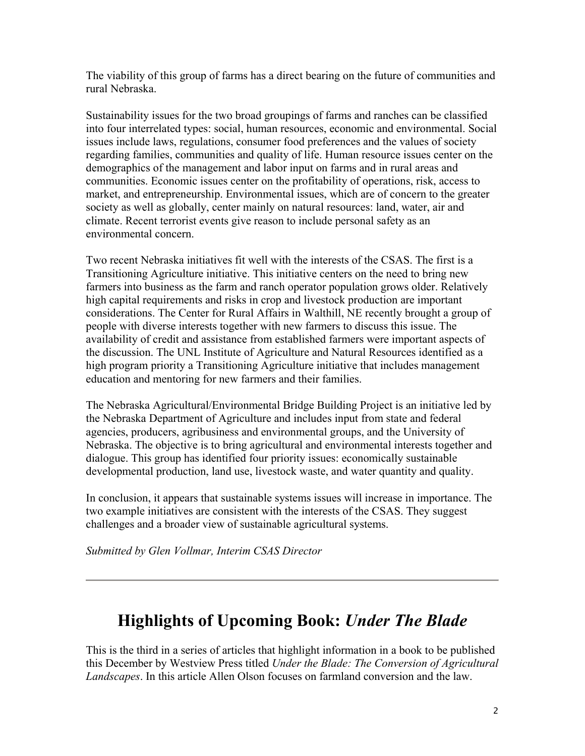The viability of this group of farms has a direct bearing on the future of communities and rural Nebraska.

Sustainability issues for the two broad groupings of farms and ranches can be classified into four interrelated types: social, human resources, economic and environmental. Social issues include laws, regulations, consumer food preferences and the values of society regarding families, communities and quality of life. Human resource issues center on the demographics of the management and labor input on farms and in rural areas and communities. Economic issues center on the profitability of operations, risk, access to market, and entrepreneurship. Environmental issues, which are of concern to the greater society as well as globally, center mainly on natural resources: land, water, air and climate. Recent terrorist events give reason to include personal safety as an environmental concern.

Two recent Nebraska initiatives fit well with the interests of the CSAS. The first is a Transitioning Agriculture initiative. This initiative centers on the need to bring new farmers into business as the farm and ranch operator population grows older. Relatively high capital requirements and risks in crop and livestock production are important considerations. The Center for Rural Affairs in Walthill, NE recently brought a group of people with diverse interests together with new farmers to discuss this issue. The availability of credit and assistance from established farmers were important aspects of the discussion. The UNL Institute of Agriculture and Natural Resources identified as a high program priority a Transitioning Agriculture initiative that includes management education and mentoring for new farmers and their families.

The Nebraska Agricultural/Environmental Bridge Building Project is an initiative led by the Nebraska Department of Agriculture and includes input from state and federal agencies, producers, agribusiness and environmental groups, and the University of Nebraska. The objective is to bring agricultural and environmental interests together and dialogue. This group has identified four priority issues: economically sustainable developmental production, land use, livestock waste, and water quantity and quality.

In conclusion, it appears that sustainable systems issues will increase in importance. The two example initiatives are consistent with the interests of the CSAS. They suggest challenges and a broader view of sustainable agricultural systems.

*Submitted by Glen Vollmar, Interim CSAS Director*

---

## Highlights of Upcoming Book: *Under The Blade*

This is the third in a series of articles that highlight information in a book to be published this December by Westview Press titled *Under the Blade: The Conversion of Agricultural Landscapes*. In this article Allen Olson focuses on farmland conversion and the law.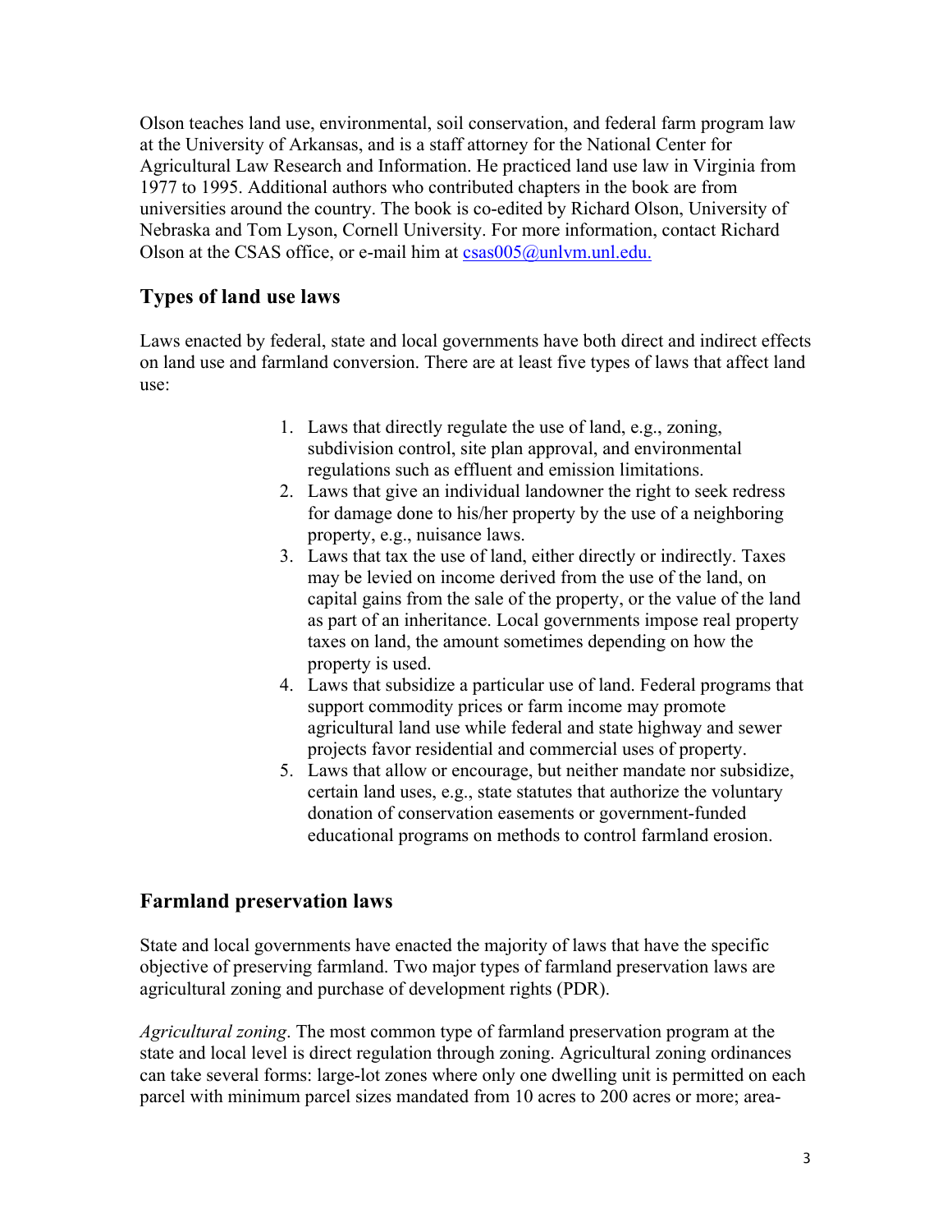Olson teaches land use, environmental, soil conservation, and federal farm program law at the University of Arkansas, and is a staff attorney for the National Center for Agricultural Law Research and Information. He practiced land use law in Virginia from 1977 to 1995. Additional authors who contributed chapters in the book are from universities around the country. The book is co-edited by Richard Olson, University of Nebraska and Tom Lyson, Cornell University. For more information, contact Richard Olson at the CSAS office, or e-mail him at csas005@unlvm.unl.edu.

## Types of land use laws

Laws enacted by federal, state and local governments have both direct and indirect effects on land use and farmland conversion. There are at least five types of laws that affect land use:

1. Laws that directly regulate the use of land, e.g., zoning, subdivision control, site plan approval, and environmental regulations such as effluent and emission limitations.
2. Laws that give an individual landowner the right to seek redress for damage done to his/her property by the use of a neighboring property, e.g., nuisance laws.
3. Laws that tax the use of land, either directly or indirectly. Taxes may be levied on income derived from the use of the land, on capital gains from the sale of the property, or the value of the land as part of an inheritance. Local governments impose real property taxes on land, the amount sometimes depending on how the property is used.
4. Laws that subsidize a particular use of land. Federal programs that support commodity prices or farm income may promote agricultural land use while federal and state highway and sewer projects favor residential and commercial uses of property.
5. Laws that allow or encourage, but neither mandate nor subsidize, certain land uses, e.g., state statutes that authorize the voluntary donation of conservation easements or government-funded educational programs on methods to control farmland erosion.

## Farmland preservation laws

State and local governments have enacted the majority of laws that have the specific objective of preserving farmland. Two major types of farmland preservation laws are agricultural zoning and purchase of development rights (PDR).

*Agricultural zoning*. The most common type of farmland preservation program at the state and local level is direct regulation through zoning. Agricultural zoning ordinances can take several forms: large-lot zones where only one dwelling unit is permitted on each parcel with minimum parcel sizes mandated from 10 acres to 200 acres or more; area-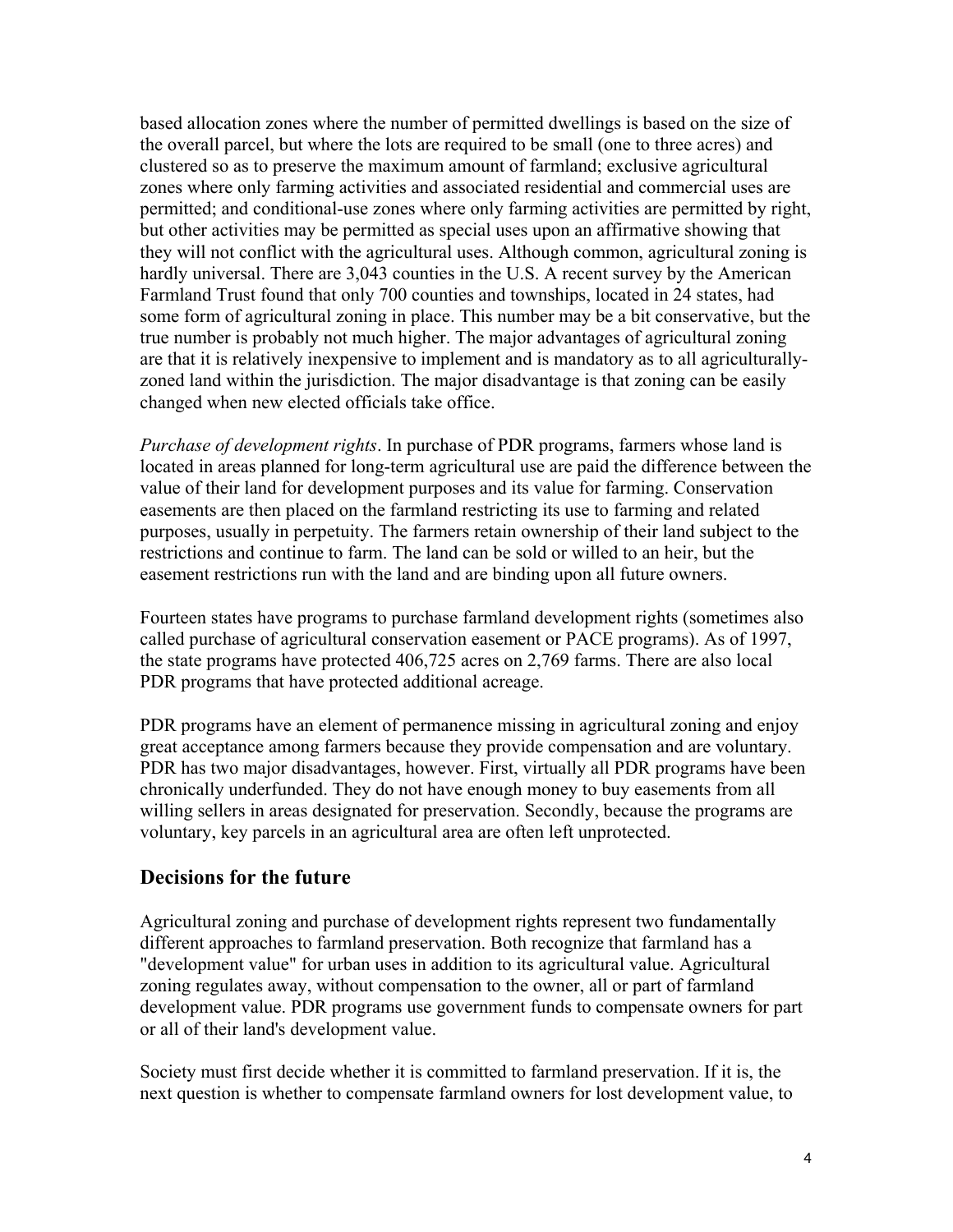based allocation zones where the number of permitted dwellings is based on the size of the overall parcel, but where the lots are required to be small (one to three acres) and clustered so as to preserve the maximum amount of farmland; exclusive agricultural zones where only farming activities and associated residential and commercial uses are permitted; and conditional-use zones where only farming activities are permitted by right, but other activities may be permitted as special uses upon an affirmative showing that they will not conflict with the agricultural uses. Although common, agricultural zoning is hardly universal. There are 3,043 counties in the U.S. A recent survey by the American Farmland Trust found that only 700 counties and townships, located in 24 states, had some form of agricultural zoning in place. This number may be a bit conservative, but the true number is probably not much higher. The major advantages of agricultural zoning are that it is relatively inexpensive to implement and is mandatory as to all agriculturally-zoned land within the jurisdiction. The major disadvantage is that zoning can be easily changed when new elected officials take office.

*Purchase of development rights*. In purchase of PDR programs, farmers whose land is located in areas planned for long-term agricultural use are paid the difference between the value of their land for development purposes and its value for farming. Conservation easements are then placed on the farmland restricting its use to farming and related purposes, usually in perpetuity. The farmers retain ownership of their land subject to the restrictions and continue to farm. The land can be sold or willed to an heir, but the easement restrictions run with the land and are binding upon all future owners.

Fourteen states have programs to purchase farmland development rights (sometimes also called purchase of agricultural conservation easement or PACE programs). As of 1997, the state programs have protected 406,725 acres on 2,769 farms. There are also local PDR programs that have protected additional acreage.

PDR programs have an element of permanence missing in agricultural zoning and enjoy great acceptance among farmers because they provide compensation and are voluntary. PDR has two major disadvantages, however. First, virtually all PDR programs have been chronically underfunded. They do not have enough money to buy easements from all willing sellers in areas designated for preservation. Secondly, because the programs are voluntary, key parcels in an agricultural area are often left unprotected.

## Decisions for the future

Agricultural zoning and purchase of development rights represent two fundamentally different approaches to farmland preservation. Both recognize that farmland has a "development value" for urban uses in addition to its agricultural value. Agricultural zoning regulates away, without compensation to the owner, all or part of farmland development value. PDR programs use government funds to compensate owners for part or all of their land's development value.

Society must first decide whether it is committed to farmland preservation. If it is, the next question is whether to compensate farmland owners for lost development value, to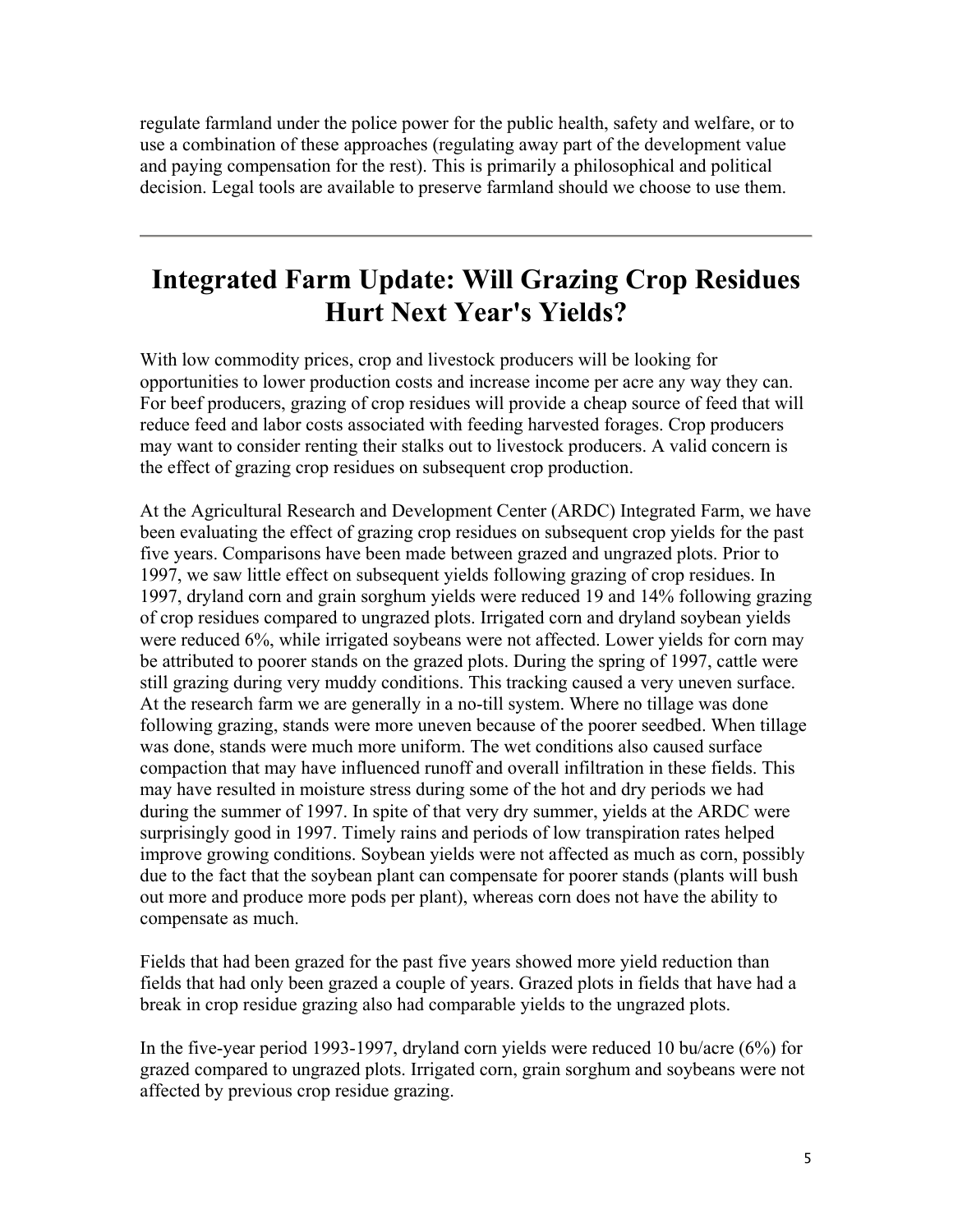regulate farmland under the police power for the public health, safety and welfare, or to use a combination of these approaches (regulating away part of the development value and paying compensation for the rest). This is primarily a philosophical and political decision. Legal tools are available to preserve farmland should we choose to use them.

---

# Integrated Farm Update: Will Grazing Crop Residues Hurt Next Year's Yields?

With low commodity prices, crop and livestock producers will be looking for opportunities to lower production costs and increase income per acre any way they can. For beef producers, grazing of crop residues will provide a cheap source of feed that will reduce feed and labor costs associated with feeding harvested forages. Crop producers may want to consider renting their stalks out to livestock producers. A valid concern is the effect of grazing crop residues on subsequent crop production.

At the Agricultural Research and Development Center (ARDC) Integrated Farm, we have been evaluating the effect of grazing crop residues on subsequent crop yields for the past five years. Comparisons have been made between grazed and ungrazed plots. Prior to 1997, we saw little effect on subsequent yields following grazing of crop residues. In 1997, dryland corn and grain sorghum yields were reduced 19 and 14% following grazing of crop residues compared to ungrazed plots. Irrigated corn and dryland soybean yields were reduced 6%, while irrigated soybeans were not affected. Lower yields for corn may be attributed to poorer stands on the grazed plots. During the spring of 1997, cattle were still grazing during very muddy conditions. This tracking caused a very uneven surface. At the research farm we are generally in a no-till system. Where no tillage was done following grazing, stands were more uneven because of the poorer seedbed. When tillage was done, stands were much more uniform. The wet conditions also caused surface compaction that may have influenced runoff and overall infiltration in these fields. This may have resulted in moisture stress during some of the hot and dry periods we had during the summer of 1997. In spite of that very dry summer, yields at the ARDC were surprisingly good in 1997. Timely rains and periods of low transpiration rates helped improve growing conditions. Soybean yields were not affected as much as corn, possibly due to the fact that the soybean plant can compensate for poorer stands (plants will bush out more and produce more pods per plant), whereas corn does not have the ability to compensate as much.

Fields that had been grazed for the past five years showed more yield reduction than fields that had only been grazed a couple of years. Grazed plots in fields that have had a break in crop residue grazing also had comparable yields to the ungrazed plots.

In the five-year period 1993-1997, dryland corn yields were reduced 10 bu/acre (6%) for grazed compared to ungrazed plots. Irrigated corn, grain sorghum and soybeans were not affected by previous crop residue grazing.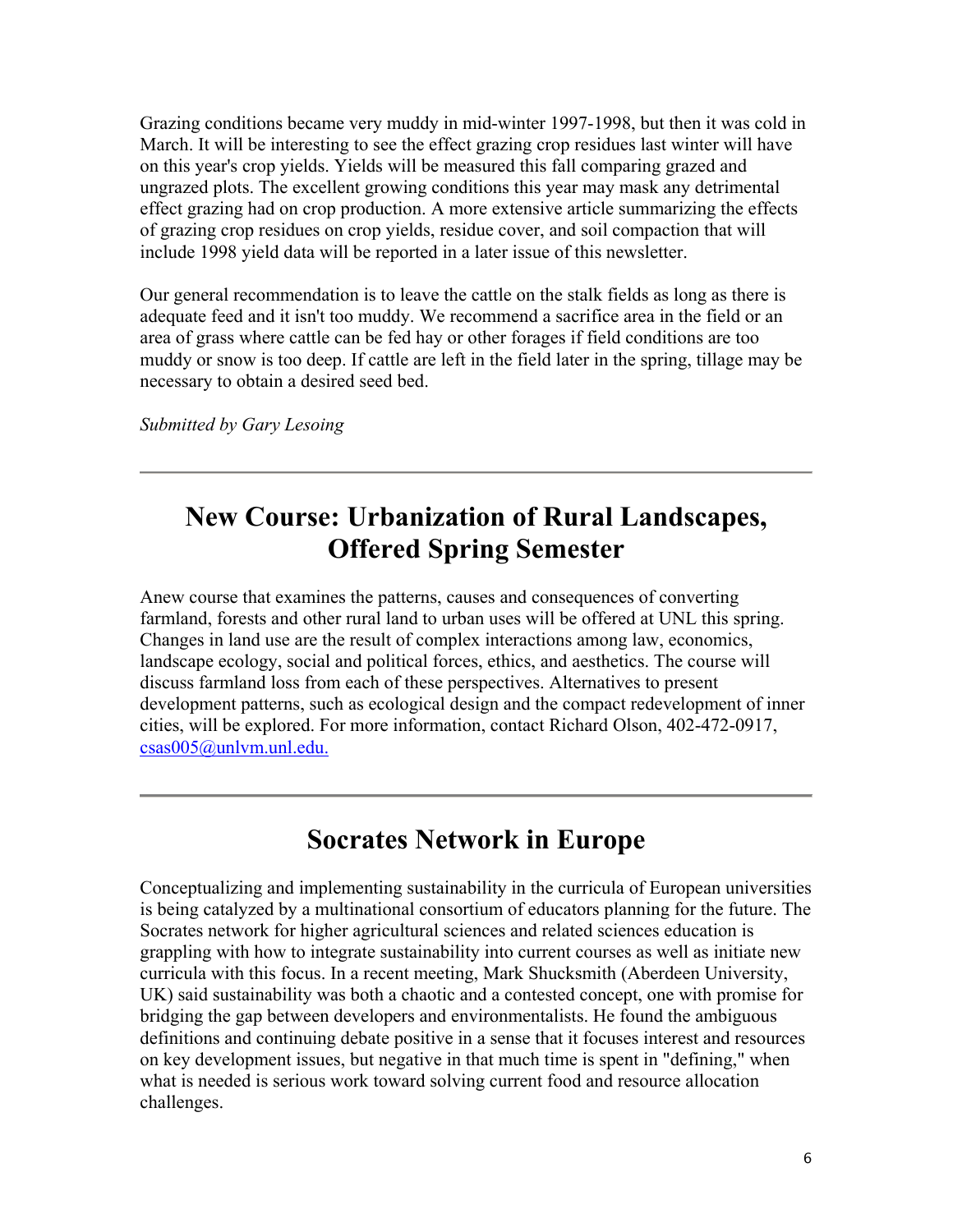Grazing conditions became very muddy in mid-winter 1997-1998, but then it was cold in March. It will be interesting to see the effect grazing crop residues last winter will have on this year's crop yields. Yields will be measured this fall comparing grazed and ungrazed plots. The excellent growing conditions this year may mask any detrimental effect grazing had on crop production. A more extensive article summarizing the effects of grazing crop residues on crop yields, residue cover, and soil compaction that will include 1998 yield data will be reported in a later issue of this newsletter.

Our general recommendation is to leave the cattle on the stalk fields as long as there is adequate feed and it isn't too muddy. We recommend a sacrifice area in the field or an area of grass where cattle can be fed hay or other forages if field conditions are too muddy or snow is too deep. If cattle are left in the field later in the spring, tillage may be necessary to obtain a desired seed bed.

*Submitted by Gary Lesoing*

---

## New Course: Urbanization of Rural Landscapes, Offered Spring Semester

Anew course that examines the patterns, causes and consequences of converting farmland, forests and other rural land to urban uses will be offered at UNL this spring. Changes in land use are the result of complex interactions among law, economics, landscape ecology, social and political forces, ethics, and aesthetics. The course will discuss farmland loss from each of these perspectives. Alternatives to present development patterns, such as ecological design and the compact redevelopment of inner cities, will be explored. For more information, contact Richard Olson, 402-472-0917, csas005@unlvm.unl.edu.

---

## Socrates Network in Europe

Conceptualizing and implementing sustainability in the curricula of European universities is being catalyzed by a multinational consortium of educators planning for the future. The Socrates network for higher agricultural sciences and related sciences education is grappling with how to integrate sustainability into current courses as well as initiate new curricula with this focus. In a recent meeting, Mark Shucksmith (Aberdeen University, UK) said sustainability was both a chaotic and a contested concept, one with promise for bridging the gap between developers and environmentalists. He found the ambiguous definitions and continuing debate positive in a sense that it focuses interest and resources on key development issues, but negative in that much time is spent in "defining," when what is needed is serious work toward solving current food and resource allocation challenges.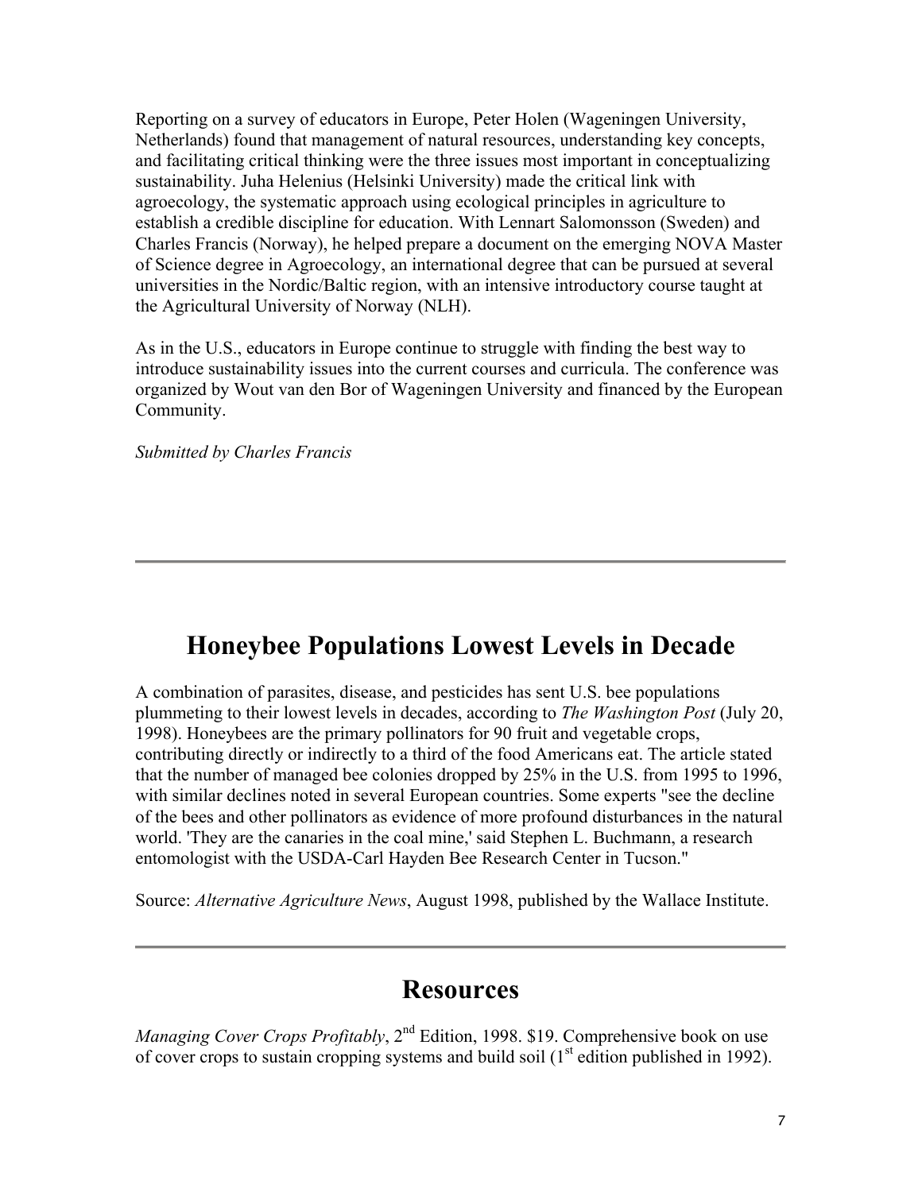Reporting on a survey of educators in Europe, Peter Holen (Wageningen University, Netherlands) found that management of natural resources, understanding key concepts, and facilitating critical thinking were the three issues most important in conceptualizing sustainability. Juha Helenius (Helsinki University) made the critical link with agroecology, the systematic approach using ecological principles in agriculture to establish a credible discipline for education. With Lennart Salomonsson (Sweden) and Charles Francis (Norway), he helped prepare a document on the emerging NOVA Master of Science degree in Agroecology, an international degree that can be pursued at several universities in the Nordic/Baltic region, with an intensive introductory course taught at the Agricultural University of Norway (NLH).

As in the U.S., educators in Europe continue to struggle with finding the best way to introduce sustainability issues into the current courses and curricula. The conference was organized by Wout van den Bor of Wageningen University and financed by the European Community.

*Submitted by Charles Francis*

---

## Honeybee Populations Lowest Levels in Decade

A combination of parasites, disease, and pesticides has sent U.S. bee populations plummeting to their lowest levels in decades, according to *The Washington Post* (July 20, 1998). Honeybees are the primary pollinators for 90 fruit and vegetable crops, contributing directly or indirectly to a third of the food Americans eat. The article stated that the number of managed bee colonies dropped by 25% in the U.S. from 1995 to 1996, with similar declines noted in several European countries. Some experts "see the decline of the bees and other pollinators as evidence of more profound disturbances in the natural world. 'They are the canaries in the coal mine,' said Stephen L. Buchmann, a research entomologist with the USDA-Carl Hayden Bee Research Center in Tucson."

Source: *Alternative Agriculture News*, August 1998, published by the Wallace Institute.

---

## Resources

*Managing Cover Crops Profitably*, 2nd Edition, 1998. $19. Comprehensive book on use of cover crops to sustain cropping systems and build soil (1st edition published in 1992).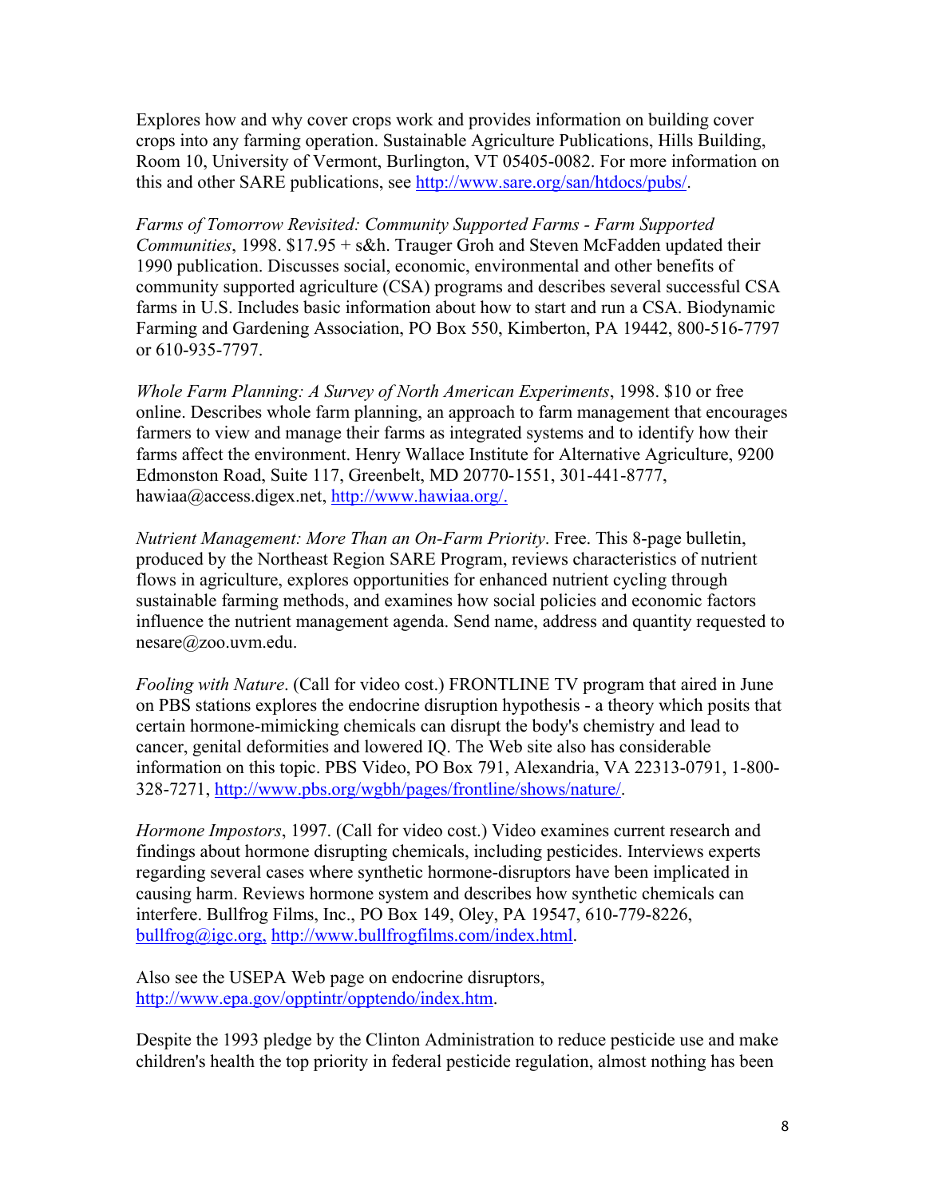Explores how and why cover crops work and provides information on building cover crops into any farming operation. Sustainable Agriculture Publications, Hills Building, Room 10, University of Vermont, Burlington, VT 05405-0082. For more information on this and other SARE publications, see http://www.sare.org/san/htdocs/pubs/.

*Farms of Tomorrow Revisited: Community Supported Farms - Farm Supported Communities*, 1998. $17.95 + s&h. Trauger Groh and Steven McFadden updated their 1990 publication. Discusses social, economic, environmental and other benefits of community supported agriculture (CSA) programs and describes several successful CSA farms in U.S. Includes basic information about how to start and run a CSA. Biodynamic Farming and Gardening Association, PO Box 550, Kimberton, PA 19442, 800-516-7797 or 610-935-7797.

*Whole Farm Planning: A Survey of North American Experiments*, 1998. $10 or free online. Describes whole farm planning, an approach to farm management that encourages farmers to view and manage their farms as integrated systems and to identify how their farms affect the environment. Henry Wallace Institute for Alternative Agriculture, 9200 Edmonston Road, Suite 117, Greenbelt, MD 20770-1551, 301-441-8777, hawiaa@access.digex.net, http://www.hawiaa.org/.

*Nutrient Management: More Than an On-Farm Priority*. Free. This 8-page bulletin, produced by the Northeast Region SARE Program, reviews characteristics of nutrient flows in agriculture, explores opportunities for enhanced nutrient cycling through sustainable farming methods, and examines how social policies and economic factors influence the nutrient management agenda. Send name, address and quantity requested to nesare@zoo.uvm.edu.

*Fooling with Nature*. (Call for video cost.) FRONTLINE TV program that aired in June on PBS stations explores the endocrine disruption hypothesis - a theory which posits that certain hormone-mimicking chemicals can disrupt the body's chemistry and lead to cancer, genital deformities and lowered IQ. The Web site also has considerable information on this topic. PBS Video, PO Box 791, Alexandria, VA 22313-0791, 1-800-328-7271, http://www.pbs.org/wgbh/pages/frontline/shows/nature/.

*Hormone Impostors*, 1997. (Call for video cost.) Video examines current research and findings about hormone disrupting chemicals, including pesticides. Interviews experts regarding several cases where synthetic hormone-disruptors have been implicated in causing harm. Reviews hormone system and describes how synthetic chemicals can interfere. Bullfrog Films, Inc., PO Box 149, Oley, PA 19547, 610-779-8226, bullfrog@igc.org, http://www.bullfrogfilms.com/index.html.

Also see the USEPA Web page on endocrine disruptors, http://www.epa.gov/opptintr/opptendo/index.htm.

Despite the 1993 pledge by the Clinton Administration to reduce pesticide use and make children's health the top priority in federal pesticide regulation, almost nothing has been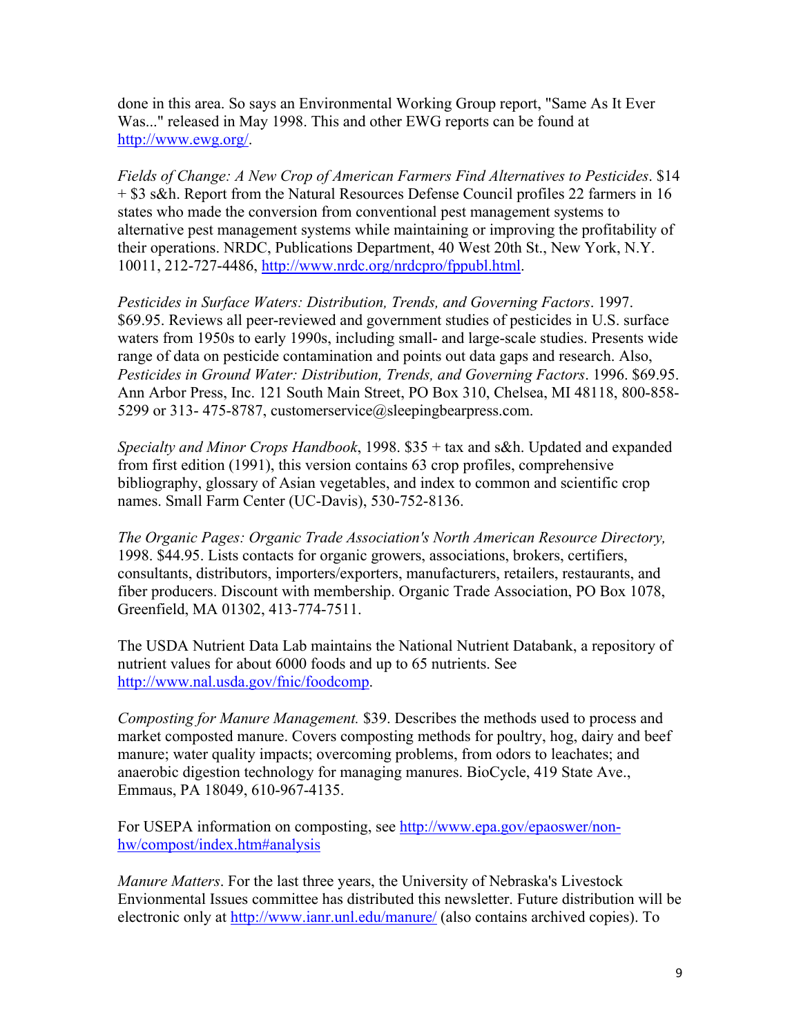done in this area. So says an Environmental Working Group report, "Same As It Ever Was..." released in May 1998. This and other EWG reports can be found at http://www.ewg.org/.

*Fields of Change: A New Crop of American Farmers Find Alternatives to Pesticides*. $14 + $3 s&h. Report from the Natural Resources Defense Council profiles 22 farmers in 16 states who made the conversion from conventional pest management systems to alternative pest management systems while maintaining or improving the profitability of their operations. NRDC, Publications Department, 40 West 20th St., New York, N.Y. 10011, 212-727-4486, http://www.nrdc.org/nrdcpro/fppubl.html.

*Pesticides in Surface Waters: Distribution, Trends, and Governing Factors*. 1997. $69.95. Reviews all peer-reviewed and government studies of pesticides in U.S. surface waters from 1950s to early 1990s, including small- and large-scale studies. Presents wide range of data on pesticide contamination and points out data gaps and research. Also, *Pesticides in Ground Water: Distribution, Trends, and Governing Factors*. 1996. $69.95. Ann Arbor Press, Inc. 121 South Main Street, PO Box 310, Chelsea, MI 48118, 800-858-5299 or 313- 475-8787, customerservice@sleepingbearpress.com.

*Specialty and Minor Crops Handbook*, 1998. $35 + tax and s&h. Updated and expanded from first edition (1991), this version contains 63 crop profiles, comprehensive bibliography, glossary of Asian vegetables, and index to common and scientific crop names. Small Farm Center (UC-Davis), 530-752-8136.

*The Organic Pages: Organic Trade Association's North American Resource Directory,* 1998. $44.95. Lists contacts for organic growers, associations, brokers, certifiers, consultants, distributors, importers/exporters, manufacturers, retailers, restaurants, and fiber producers. Discount with membership. Organic Trade Association, PO Box 1078, Greenfield, MA 01302, 413-774-7511.

The USDA Nutrient Data Lab maintains the National Nutrient Databank, a repository of nutrient values for about 6000 foods and up to 65 nutrients. See http://www.nal.usda.gov/fnic/foodcomp.

*Composting for Manure Management.* $39. Describes the methods used to process and market composted manure. Covers composting methods for poultry, hog, dairy and beef manure; water quality impacts; overcoming problems, from odors to leachates; and anaerobic digestion technology for managing manures. BioCycle, 419 State Ave., Emmaus, PA 18049, 610-967-4135.

For USEPA information on composting, see http://www.epa.gov/epaoswer/non-hw/compost/index.htm#analysis

*Manure Matters*. For the last three years, the University of Nebraska's Livestock Envionmental Issues committee has distributed this newsletter. Future distribution will be electronic only at http://www.ianr.unl.edu/manure/ (also contains archived copies). To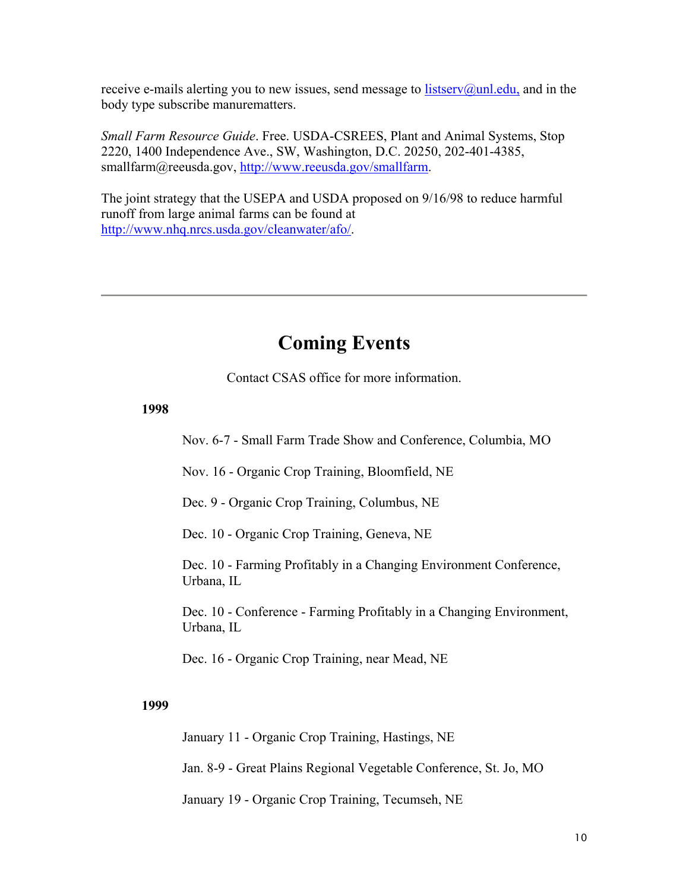receive e-mails alerting you to new issues, send message to [listserv@unl.edu,](mailto:listserv@unl.edu) and in the body type subscribe manurematters.

*Small Farm Resource Guide*. Free. USDA-CSREES, Plant and Animal Systems, Stop 2220, 1400 Independence Ave., SW, Washington, D.C. 20250, 202-401-4385, smallfarm@reeusda.gov, [http://www.reeusda.gov/smallfarm](http://www.reeusda.gov/smallfarm).

The joint strategy that the USEPA and USDA proposed on 9/16/98 to reduce harmful runoff from large animal farms can be found at [http://www.nhq.nrcs.usda.gov/cleanwater/afo/](http://www.nhq.nrcs.usda.gov/cleanwater/afo/).

---

# Coming Events

Contact CSAS office for more information.

**1998**

Nov. 6-7 - Small Farm Trade Show and Conference, Columbia, MO

Nov. 16 - Organic Crop Training, Bloomfield, NE

Dec. 9 - Organic Crop Training, Columbus, NE

Dec. 10 - Organic Crop Training, Geneva, NE

Dec. 10 - Farming Profitably in a Changing Environment Conference, Urbana, IL

Dec. 10 - Conference - Farming Profitably in a Changing Environment, Urbana, IL

Dec. 16 - Organic Crop Training, near Mead, NE

**1999**

January 11 - Organic Crop Training, Hastings, NE

Jan. 8-9 - Great Plains Regional Vegetable Conference, St. Jo, MO

January 19 - Organic Crop Training, Tecumseh, NE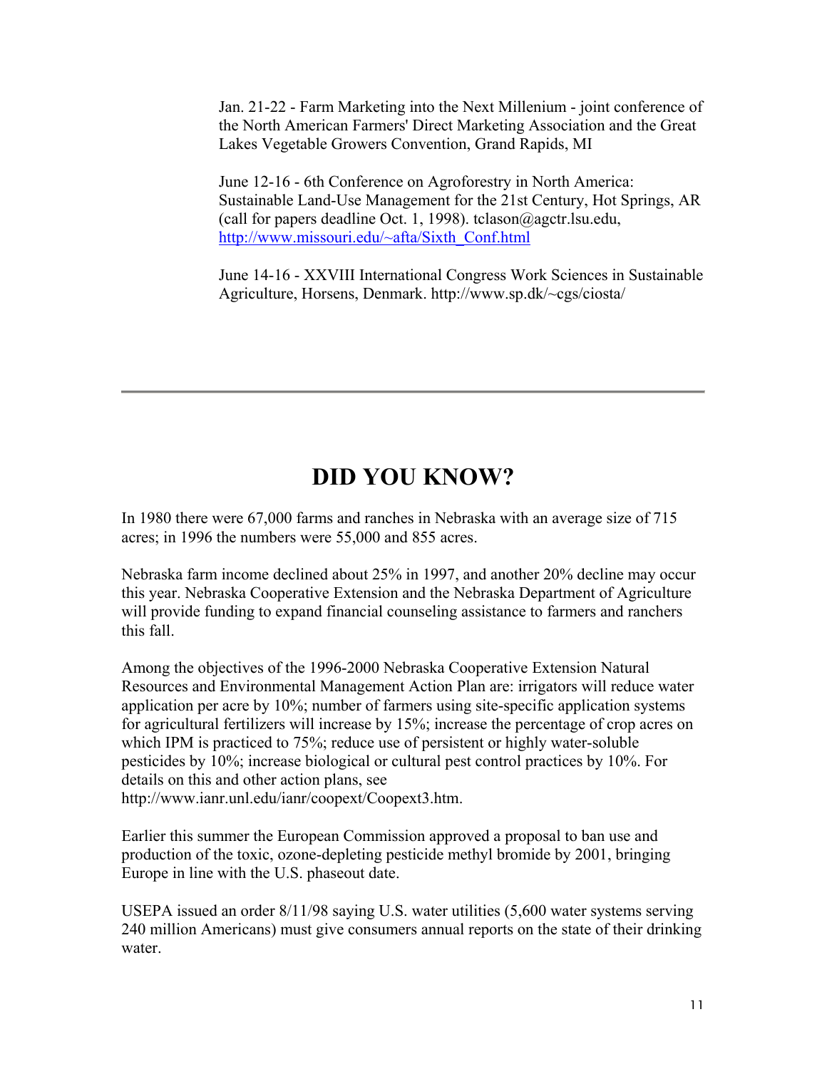Jan. 21-22 - Farm Marketing into the Next Millenium - joint conference of the North American Farmers' Direct Marketing Association and the Great Lakes Vegetable Growers Convention, Grand Rapids, MI

June 12-16 - 6th Conference on Agroforestry in North America: Sustainable Land-Use Management for the 21st Century, Hot Springs, AR (call for papers deadline Oct. 1, 1998). tclason@agctr.lsu.edu, http://www.missouri.edu/~afta/Sixth_Conf.html

June 14-16 - XXVIII International Congress Work Sciences in Sustainable Agriculture, Horsens, Denmark. http://www.sp.dk/~cgs/ciosta/

---

# DID YOU KNOW?

In 1980 there were 67,000 farms and ranches in Nebraska with an average size of 715 acres; in 1996 the numbers were 55,000 and 855 acres.

Nebraska farm income declined about 25% in 1997, and another 20% decline may occur this year. Nebraska Cooperative Extension and the Nebraska Department of Agriculture will provide funding to expand financial counseling assistance to farmers and ranchers this fall.

Among the objectives of the 1996-2000 Nebraska Cooperative Extension Natural Resources and Environmental Management Action Plan are: irrigators will reduce water application per acre by 10%; number of farmers using site-specific application systems for agricultural fertilizers will increase by 15%; increase the percentage of crop acres on which IPM is practiced to 75%; reduce use of persistent or highly water-soluble pesticides by 10%; increase biological or cultural pest control practices by 10%. For details on this and other action plans, see http://www.ianr.unl.edu/ianr/coopext/Coopext3.htm.

Earlier this summer the European Commission approved a proposal to ban use and production of the toxic, ozone-depleting pesticide methyl bromide by 2001, bringing Europe in line with the U.S. phaseout date.

USEPA issued an order 8/11/98 saying U.S. water utilities (5,600 water systems serving 240 million Americans) must give consumers annual reports on the state of their drinking water.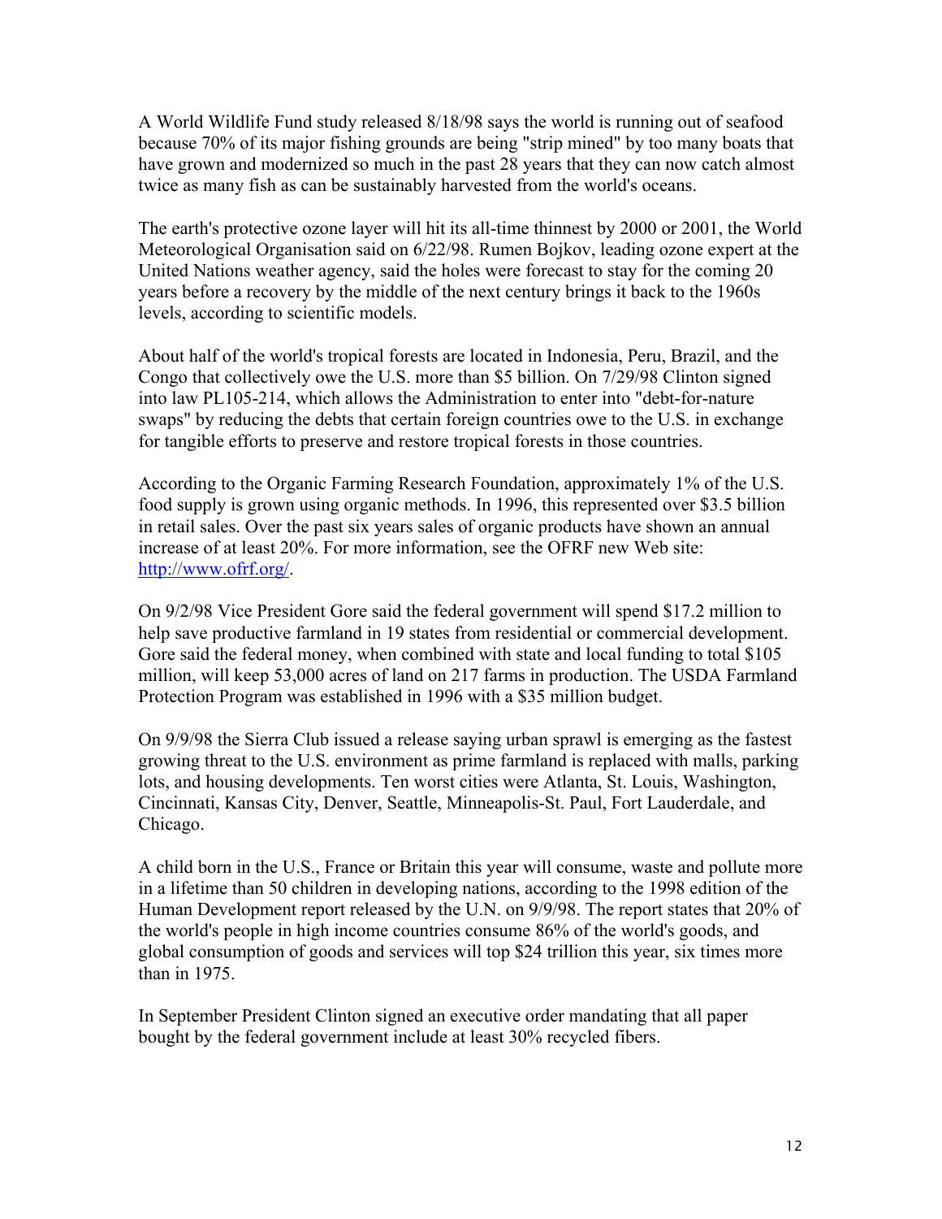A World Wildlife Fund study released 8/18/98 says the world is running out of seafood because 70% of its major fishing grounds are being "strip mined" by too many boats that have grown and modernized so much in the past 28 years that they can now catch almost twice as many fish as can be sustainably harvested from the world's oceans.

The earth's protective ozone layer will hit its all-time thinnest by 2000 or 2001, the World Meteorological Organisation said on 6/22/98. Rumen Bojkov, leading ozone expert at the United Nations weather agency, said the holes were forecast to stay for the coming 20 years before a recovery by the middle of the next century brings it back to the 1960s levels, according to scientific models.

About half of the world's tropical forests are located in Indonesia, Peru, Brazil, and the Congo that collectively owe the U.S. more than $5 billion. On 7/29/98 Clinton signed into law PL105-214, which allows the Administration to enter into "debt-for-nature swaps" by reducing the debts that certain foreign countries owe to the U.S. in exchange for tangible efforts to preserve and restore tropical forests in those countries.

According to the Organic Farming Research Foundation, approximately 1% of the U.S. food supply is grown using organic methods. In 1996, this represented over $3.5 billion in retail sales. Over the past six years sales of organic products have shown an annual increase of at least 20%. For more information, see the OFRF new Web site: [http://www.ofrf.org/](http://www.ofrf.org/).

On 9/2/98 Vice President Gore said the federal government will spend $17.2 million to help save productive farmland in 19 states from residential or commercial development. Gore said the federal money, when combined with state and local funding to total $105 million, will keep 53,000 acres of land on 217 farms in production. The USDA Farmland Protection Program was established in 1996 with a $35 million budget.

On 9/9/98 the Sierra Club issued a release saying urban sprawl is emerging as the fastest growing threat to the U.S. environment as prime farmland is replaced with malls, parking lots, and housing developments. Ten worst cities were Atlanta, St. Louis, Washington, Cincinnati, Kansas City, Denver, Seattle, Minneapolis-St. Paul, Fort Lauderdale, and Chicago.

A child born in the U.S., France or Britain this year will consume, waste and pollute more in a lifetime than 50 children in developing nations, according to the 1998 edition of the Human Development report released by the U.N. on 9/9/98. The report states that 20% of the world's people in high income countries consume 86% of the world's goods, and global consumption of goods and services will top $24 trillion this year, six times more than in 1975.

In September President Clinton signed an executive order mandating that all paper bought by the federal government include at least 30% recycled fibers.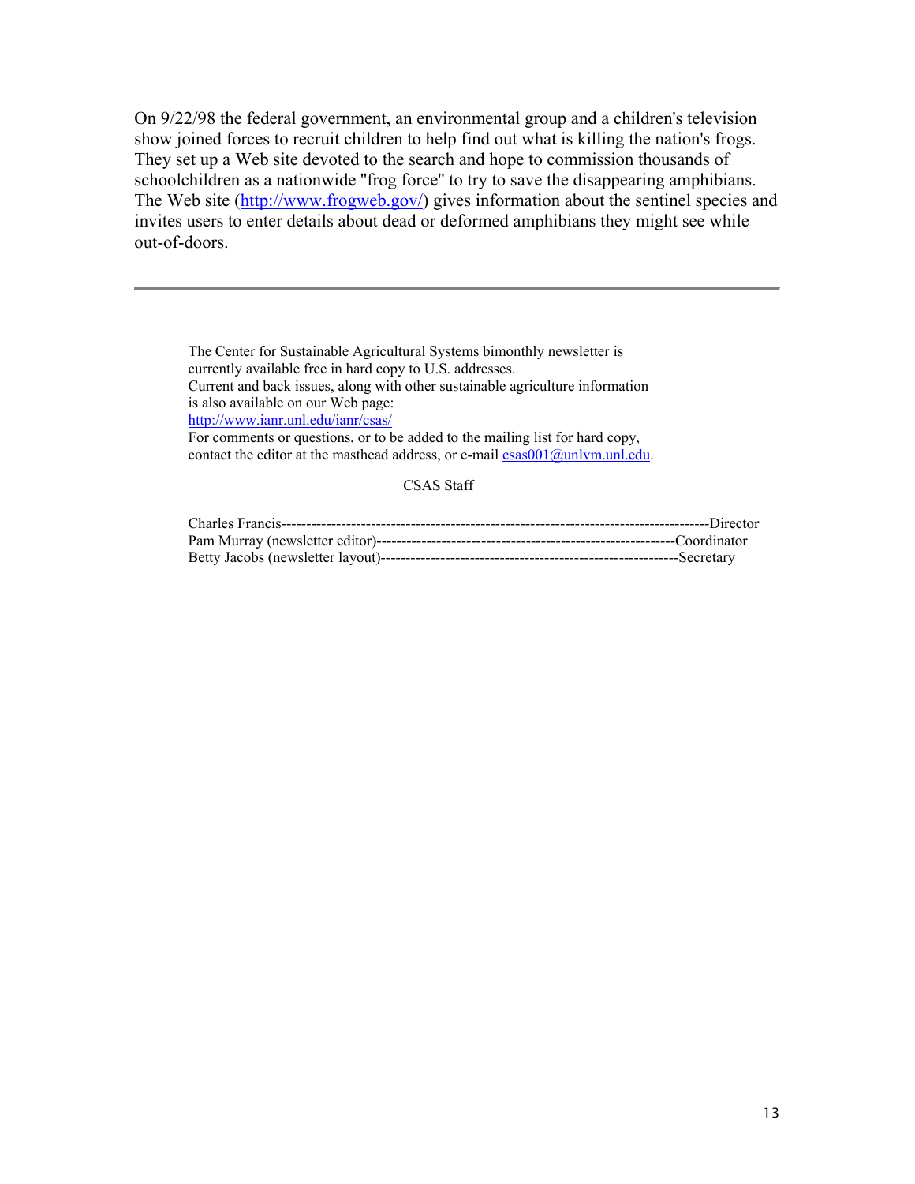On 9/22/98 the federal government, an environmental group and a children's television show joined forces to recruit children to help find out what is killing the nation's frogs. They set up a Web site devoted to the search and hope to commission thousands of schoolchildren as a nationwide "frog force" to try to save the disappearing amphibians. The Web site (http://www.frogweb.gov/) gives information about the sentinel species and invites users to enter details about dead or deformed amphibians they might see while out-of-doors.

---

The Center for Sustainable Agricultural Systems bimonthly newsletter is currently available free in hard copy to U.S. addresses.
Current and back issues, along with other sustainable agriculture information is also available on our Web page:
http://www.ianr.unl.edu/ianr/csas/
For comments or questions, or to be added to the mailing list for hard copy, contact the editor at the masthead address, or e-mail csas001@unlvm.unl.edu.

CSAS Staff

Charles Francis-----------------------------------------------------------------------------------Director
Pam Murray (newsletter editor)-----------------------------------------------------------Coordinator
Betty Jacobs (newsletter layout)-----------------------------------------------------------Secretary